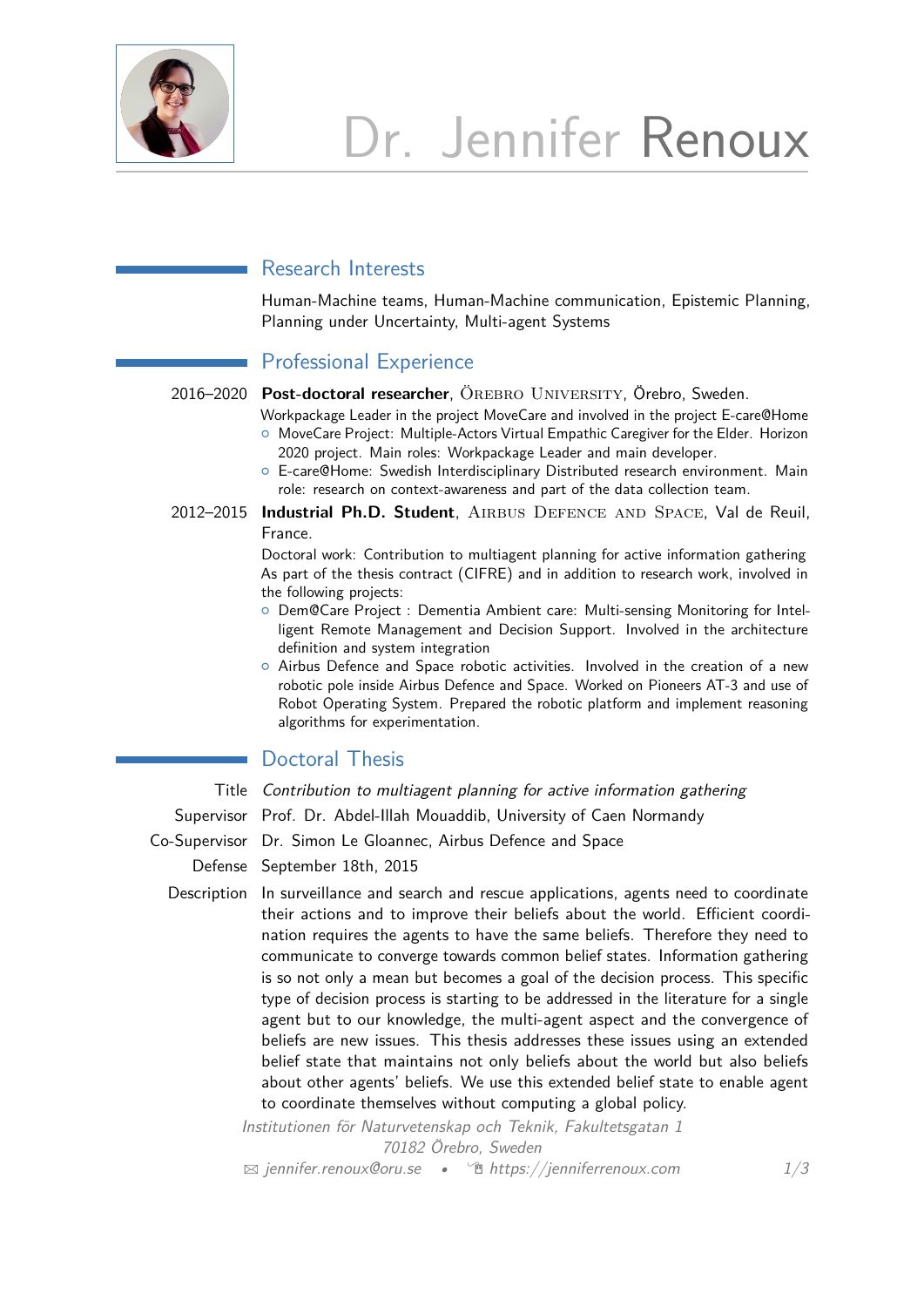# Dr. Jennifer Renoux

## Research Interests

Human-Machine teams, Human-Machine communication, Epistemic Planning, Planning under Uncertainty, Multi-agent Systems

## Professional Experience

2016–2020 **Post-doctoral researcher**, Örebro University, Örebro, Sweden.

Workpackage Leader in the project MoveCare and involved in the project E-care@Home

- MoveCare Project: Multiple-Actors Virtual Empathic Caregiver for the Elder. Horizon 2020 project. Main roles: Workpackage Leader and main developer.
- E-care@Home: Swedish Interdisciplinary Distributed research environment. Main role: research on context-awareness and part of the data collection team.

2012–2015 **Industrial Ph.D. Student**, Airbus Defence and Space, Val de Reuil, France.

Doctoral work: Contribution to multiagent planning for active information gathering
As part of the thesis contract (CIFRE) and in addition to research work, involved in the following projects:

- Dem@Care Project : Dementia Ambient care: Multi-sensing Monitoring for Intelligent Remote Management and Decision Support. Involved in the architecture definition and system integration
- Airbus Defence and Space robotic activities. Involved in the creation of a new robotic pole inside Airbus Defence and Space. Worked on Pioneers AT-3 and use of Robot Operating System. Prepared the robotic platform and implement reasoning algorithms for experimentation.

## Doctoral Thesis

Title *Contribution to multiagent planning for active information gathering*

Supervisor Prof. Dr. Abdel-Illah Mouaddib, University of Caen Normandy

Co-Supervisor Dr. Simon Le Gloannec, Airbus Defence and Space

Defense September 18th, 2015

Description In surveillance and search and rescue applications, agents need to coordinate their actions and to improve their beliefs about the world. Efficient coordination requires the agents to have the same beliefs. Therefore they need to communicate to converge towards common belief states. Information gathering is so not only a mean but becomes a goal of the decision process. This specific type of decision process is starting to be addressed in the literature for a single agent but to our knowledge, the multi-agent aspect and the convergence of beliefs are new issues. This thesis addresses these issues using an extended belief state that maintains not only beliefs about the world but also beliefs about other agents' beliefs. We use this extended belief state to enable agent to coordinate themselves without computing a global policy.

*Institutionen för Naturvetenskap och Teknik, Fakultetsgatan 1*
*70182 Örebro, Sweden*
*jennifer.renoux@oru.se • https://jenniferrenoux.com*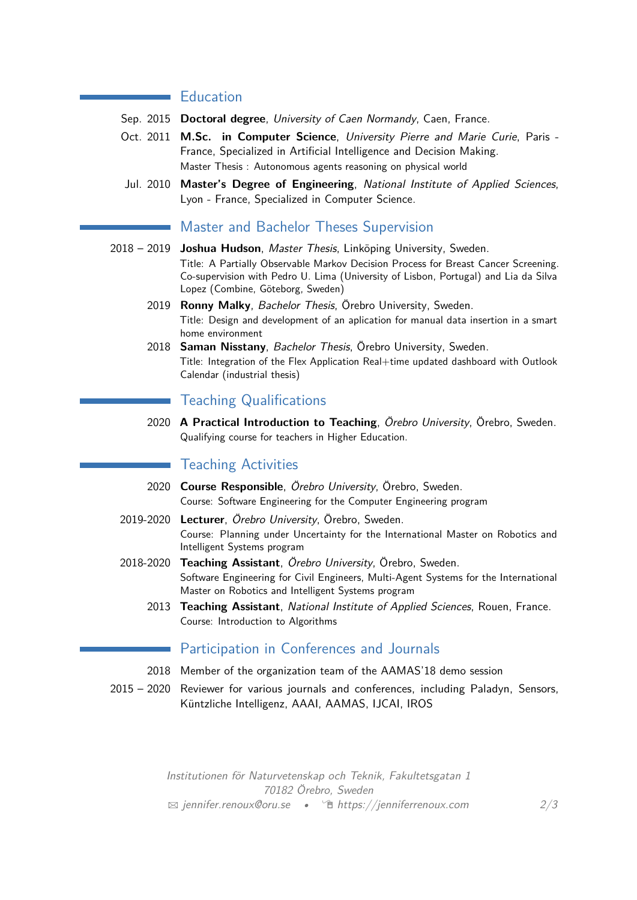## Education

Sep. 2015 **Doctoral degree**, *University of Caen Normandy*, Caen, France.

Oct. 2011 **M.Sc. in Computer Science**, *University Pierre and Marie Curie*, Paris - France, Specialized in Artificial Intelligence and Decision Making.
Master Thesis : Autonomous agents reasoning on physical world

Jul. 2010 **Master's Degree of Engineering**, *National Institute of Applied Sciences*, Lyon - France, Specialized in Computer Science.

## Master and Bachelor Theses Supervision

2018 – 2019 **Joshua Hudson**, *Master Thesis*, Linköping University, Sweden.
Title: A Partially Observable Markov Decision Process for Breast Cancer Screening.
Co-supervision with Pedro U. Lima (University of Lisbon, Portugal) and Lia da Silva Lopez (Combine, Göteborg, Sweden)

2019 **Ronny Malky**, *Bachelor Thesis*, Örebro University, Sweden.
Title: Design and development of an aplication for manual data insertion in a smart home environment

2018 **Saman Nisstany**, *Bachelor Thesis*, Örebro University, Sweden.
Title: Integration of the Flex Application Real+time updated dashboard with Outlook Calendar (industrial thesis)

## Teaching Qualifications

2020 **A Practical Introduction to Teaching**, *Örebro University*, Örebro, Sweden.
Qualifying course for teachers in Higher Education.

## Teaching Activities

2020 **Course Responsible**, *Örebro University*, Örebro, Sweden.
Course: Software Engineering for the Computer Engineering program

2019-2020 **Lecturer**, *Örebro University*, Örebro, Sweden.
Course: Planning under Uncertainty for the International Master on Robotics and Intelligent Systems program

2018-2020 **Teaching Assistant**, *Örebro University*, Örebro, Sweden.
Software Engineering for Civil Engineers, Multi-Agent Systems for the International Master on Robotics and Intelligent Systems program

2013 **Teaching Assistant**, *National Institute of Applied Sciences*, Rouen, France.
Course: Introduction to Algorithms

## Participation in Conferences and Journals

2018 Member of the organization team of the AAMAS'18 demo session

2015 – 2020 Reviewer for various journals and conferences, including Paladyn, Sensors, Küntzliche Intelligenz, AAAI, AAMAS, IJCAI, IROS

*Institutionen för Naturvetenskap och Teknik, Fakultetsgatan 1*
*70182 Örebro, Sweden*
*jennifer.renoux@oru.se* • *https://jenniferrenoux.com*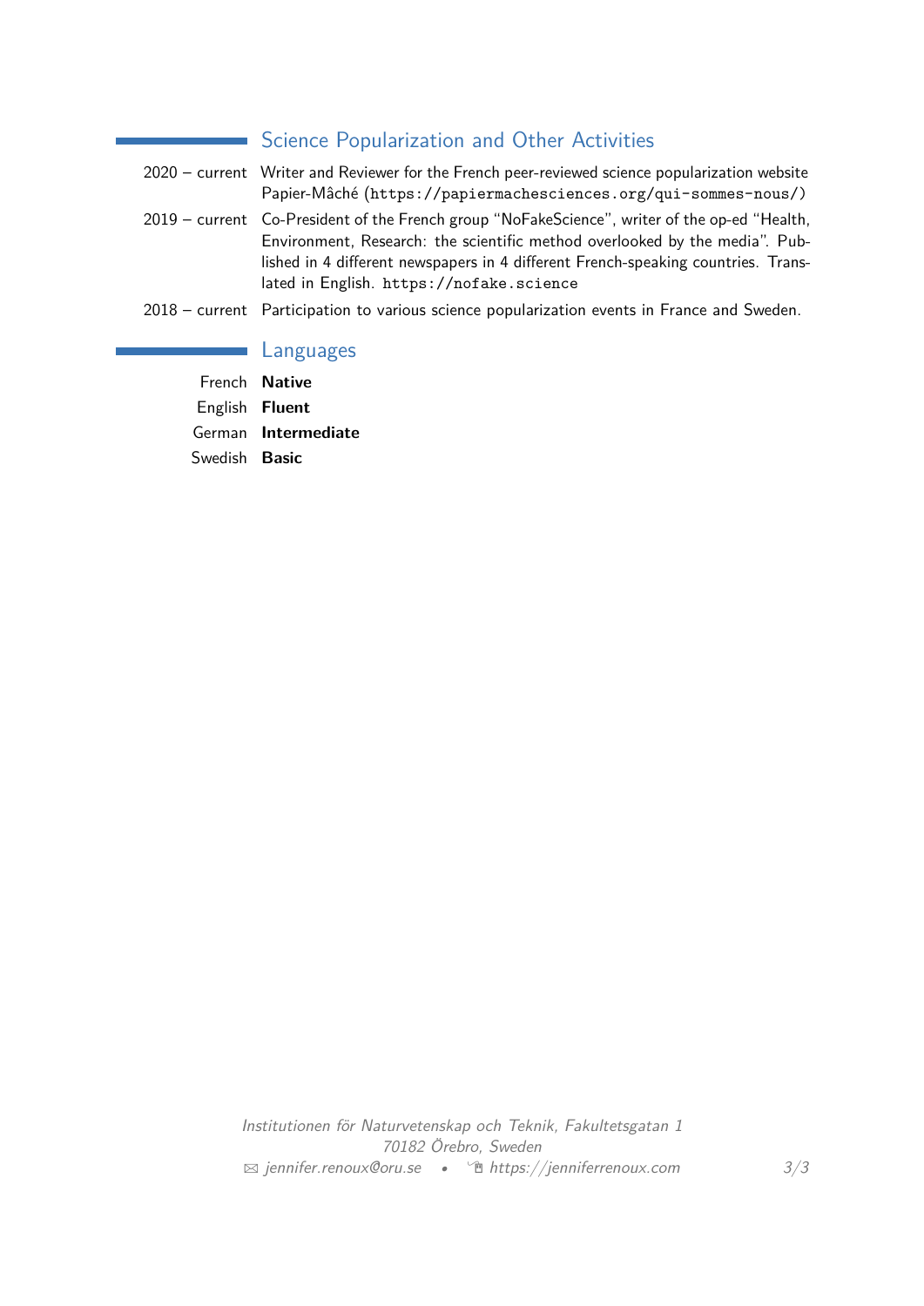## Science Popularization and Other Activities

2020 – current  Writer and Reviewer for the French peer-reviewed science popularization website Papier-Mâché (https://papiermachesciences.org/qui-sommes-nous/)

2019 – current  Co-President of the French group "NoFakeScience", writer of the op-ed "Health, Environment, Research: the scientific method overlooked by the media". Published in 4 different newspapers in 4 different French-speaking countries. Translated in English. https://nofake.science

2018 – current  Participation to various science popularization events in France and Sweden.

## Languages

French **Native**

English **Fluent**

German **Intermediate**

Swedish **Basic**

*Institutionen för Naturvetenskap och Teknik, Fakultetsgatan 1*
*70182 Örebro, Sweden*
*jennifer.renoux@oru.se • https://jenniferrenoux.com*